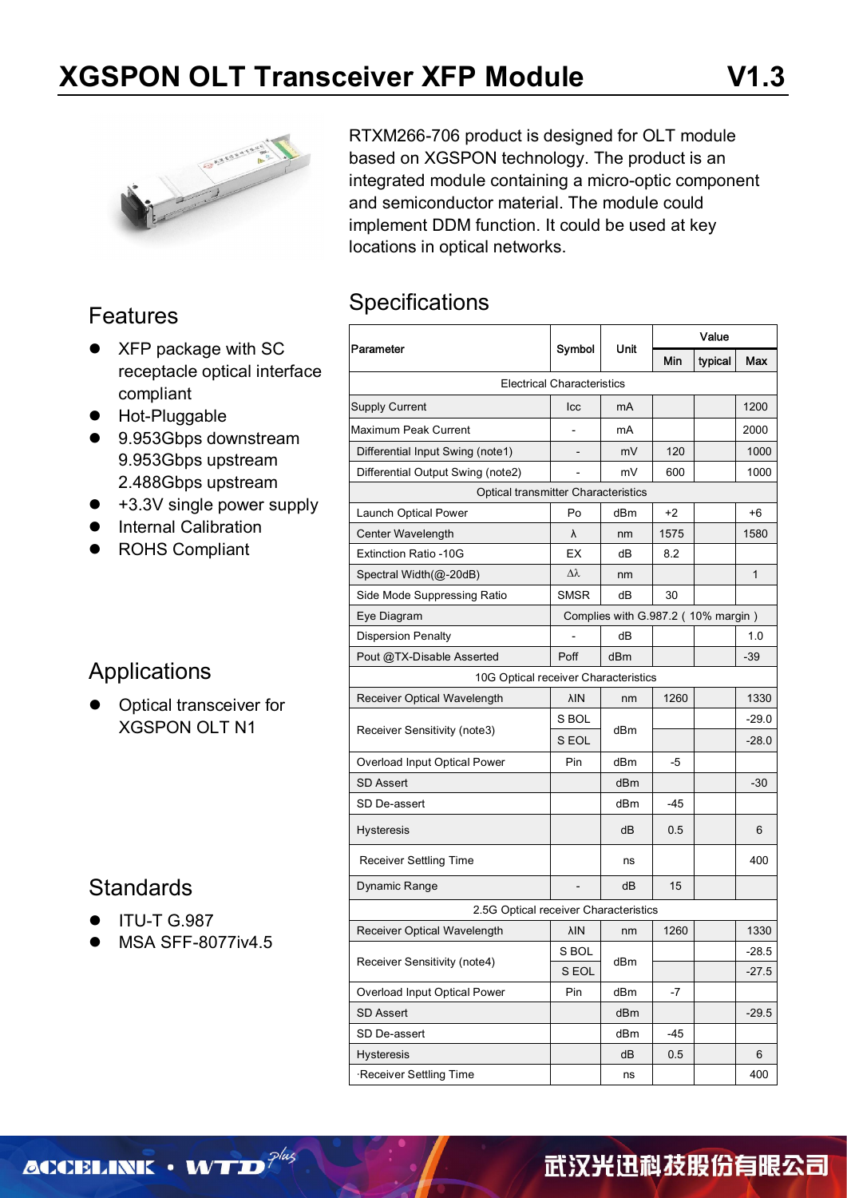# XGSPON OLT Transceiver XFP Module V1.3

RTXM266-706 product is designed for OLT module based on XGSPON technology. The product is an integrated module containing a micro-optic component and semiconductor material. The module could implement DDM function. It could be used at key locations in optical networks.

## Features

- XFP package with SC receptacle optical interface compliant
- Hot-Pluggable
- 9.953Gbps downstream 9.953Gbps upstream 2.488Gbps upstream
- +3.3V single power supply
- Internal Calibration
- ROHS Compliant

## Applications

- Optical transceiver for XGSPON OLT N1

## Standards

- ITU-T G.987
- MSA SFF-8077iv4.5

## Specifications

| Parameter | Symbol | Unit | Value | | |
|---|---|---|---|---|---|
| | | | Min | typical | Max |
| Electrical Characteristics | | | | | |
| Supply Current | Icc | mA | | | 1200 |
| Maximum Peak Current | - | mA | | | 2000 |
| Differential Input Swing (note1) | - | mV | 120 | | 1000 |
| Differential Output Swing (note2) | - | mV | 600 | | 1000 |
| Optical transmitter Characteristics | | | | | |
| Launch Optical Power | Po | dBm | +2 | | +6 |
| Center Wavelength | λ | nm | 1575 | | 1580 |
| Extinction Ratio -10G | EX | dB | 8.2 | | |
| Spectral Width(@-20dB) | Δλ | nm | | | 1 |
| Side Mode Suppressing Ratio | SMSR | dB | 30 | | |
| Eye Diagram | Complies with G.987.2 ( 10% margin ) | | | | |
| Dispersion Penalty | - | dB | | | 1.0 |
| Pout @TX-Disable Asserted | Poff | dBm | | | -39 |
| 10G Optical receiver Characteristics | | | | | |
| Receiver Optical Wavelength | λIN | nm | 1260 | | 1330 |
| Receiver Sensitivity (note3) | S BOL | dBm | | | -29.0 |
| | S EOL | | | | -28.0 |
| Overload Input Optical Power | Pin | dBm | -5 | | |
| SD Assert | | dBm | | | -30 |
| SD De-assert | | dBm | -45 | | |
| Hysteresis | | dB | 0.5 | | 6 |
| Receiver Settling Time | | ns | | | 400 |
| Dynamic Range | - | dB | 15 | | |
| 2.5G Optical receiver Characteristics | | | | | |
| Receiver Optical Wavelength | λIN | nm | 1260 | | 1330 |
| Receiver Sensitivity (note4) | S BOL | dBm | | | -28.5 |
| | S EOL | | | | -27.5 |
| Overload Input Optical Power | Pin | dBm | -7 | | |
| SD Assert | | dBm | | | -29.5 |
| SD De-assert | | dBm | -45 | | |
| Hysteresis | | dB | 0.5 | | 6 |
| Receiver Settling Time | | ns | | | 400 |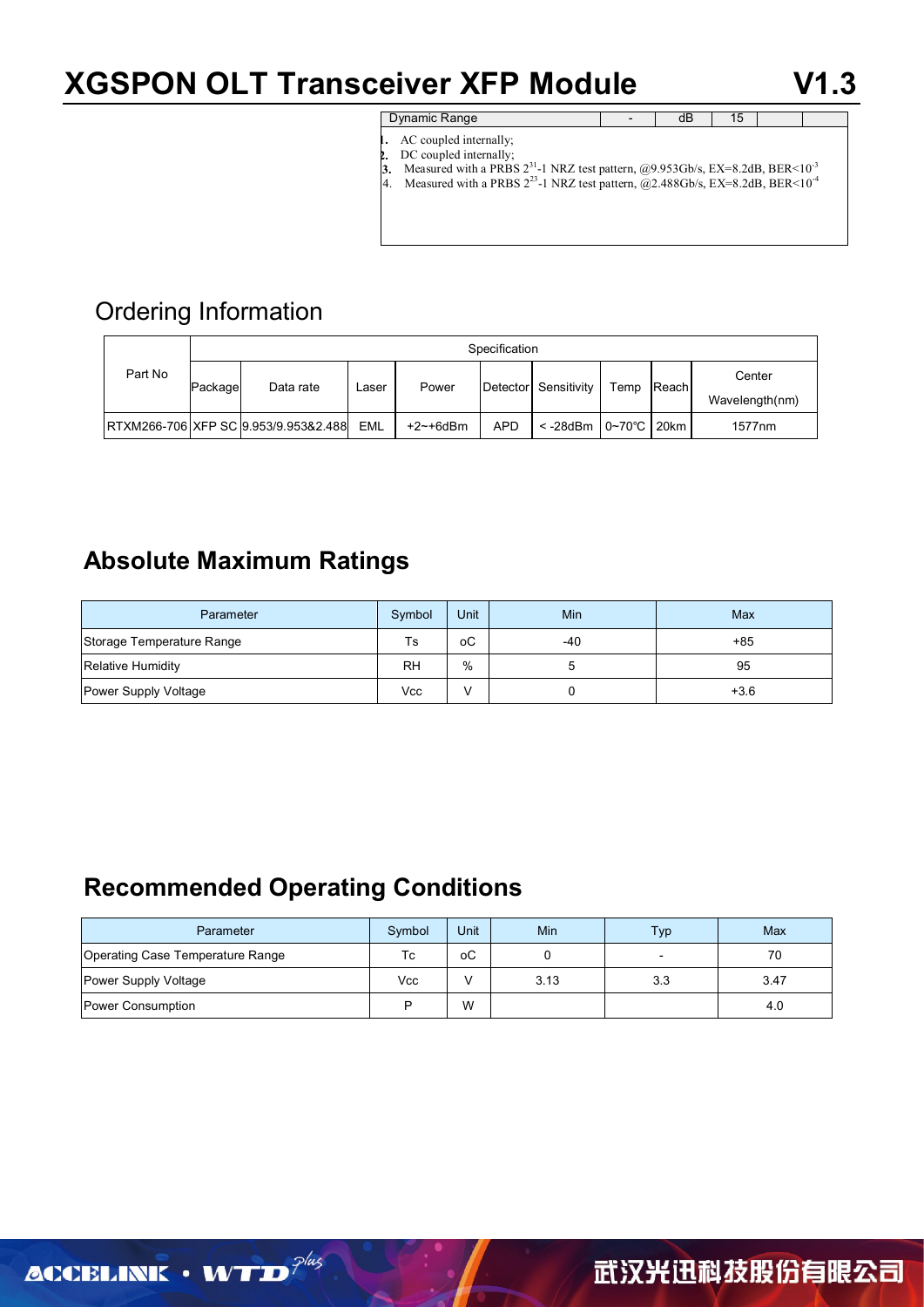| Dynamic Range | - | dB | 15 | |
|---|---|---|---|---|

1. AC coupled internally;
2. DC coupled internally;
3. Measured with a PRBS $2^{31}$-1 NRZ test pattern, @9.953Gb/s, EX=8.2dB, BER<$10^{-3}$
4. Measured with a PRBS $2^{23}$-1 NRZ test pattern, @2.488Gb/s, EX=8.2dB, BER<$10^{-4}$

## Ordering Information

| Part No | Specification | | | | | | | | |
|---|---|---|---|---|---|---|---|---|---|
| | Package | Data rate | Laser | Power | Detector | Sensitivity | Temp | Reach | Center Wavelength(nm) |
| RTXM266-706 | XFP SC | 9.953/9.953&2.488 | EML | +2~+6dBm | APD | < -28dBm | 0~70℃ | 20km | 1577nm |

## Absolute Maximum Ratings

| Parameter | Symbol | Unit | Min | Max |
|---|---|---|---|---|
| Storage Temperature Range | Ts | oC | -40 | +85 |
| Relative Humidity | RH | % | 5 | 95 |
| Power Supply Voltage | Vcc | V | 0 | +3.6 |

## Recommended Operating Conditions

| Parameter | Symbol | Unit | Min | Typ | Max |
|---|---|---|---|---|---|
| Operating Case Temperature Range | Tc | oC | 0 | - | 70 |
| Power Supply Voltage | Vcc | V | 3.13 | 3.3 | 3.47 |
| Power Consumption | P | W | | | 4.0 |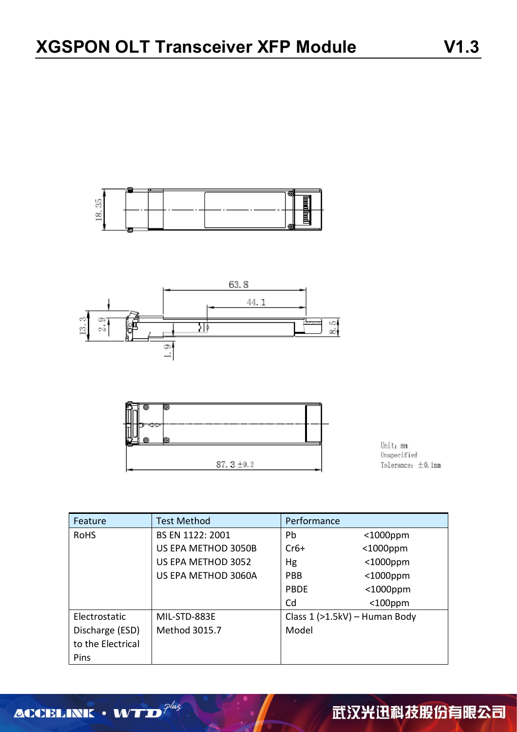Unit: mm
Unspecified
Tolerance: ±0.1mm

| Feature | Test Method | Performance |
|---|---|---|
| RoHS | BS EN 1122: 2001<br>US EPA METHOD 3050B<br>US EPA METHOD 3052<br>US EPA METHOD 3060A | Pb <1000ppm<br>Cr6+ <1000ppm<br>Hg <1000ppm<br>PBB <1000ppm<br>PBDE <1000ppm<br>Cd <100ppm |
| Electrostatic Discharge (ESD) to the Electrical Pins | MIL-STD-883E Method 3015.7 | Class 1 (>1.5kV) – Human Body Model |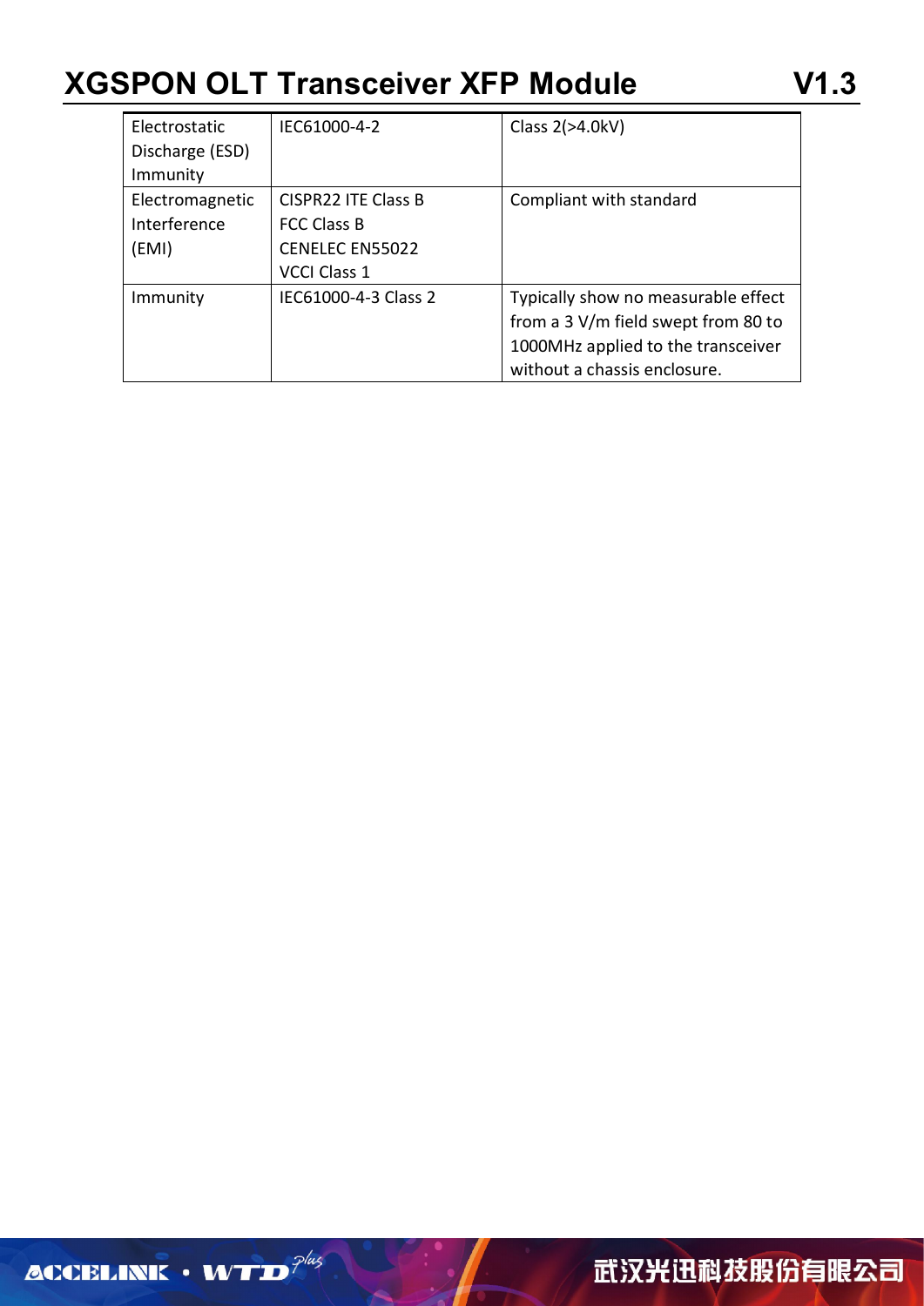| | | |
|---|---|---|
| Electrostatic Discharge (ESD) Immunity | IEC61000-4-2 | Class 2(>4.0kV) |
| Electromagnetic Interference (EMI) | CISPR22 ITE Class B<br>FCC Class B<br>CENELEC EN55022<br>VCCI Class 1 | Compliant with standard |
| Immunity | IEC61000-4-3 Class 2 | Typically show no measurable effect from a 3 V/m field swept from 80 to 1000MHz applied to the transceiver without a chassis enclosure. |